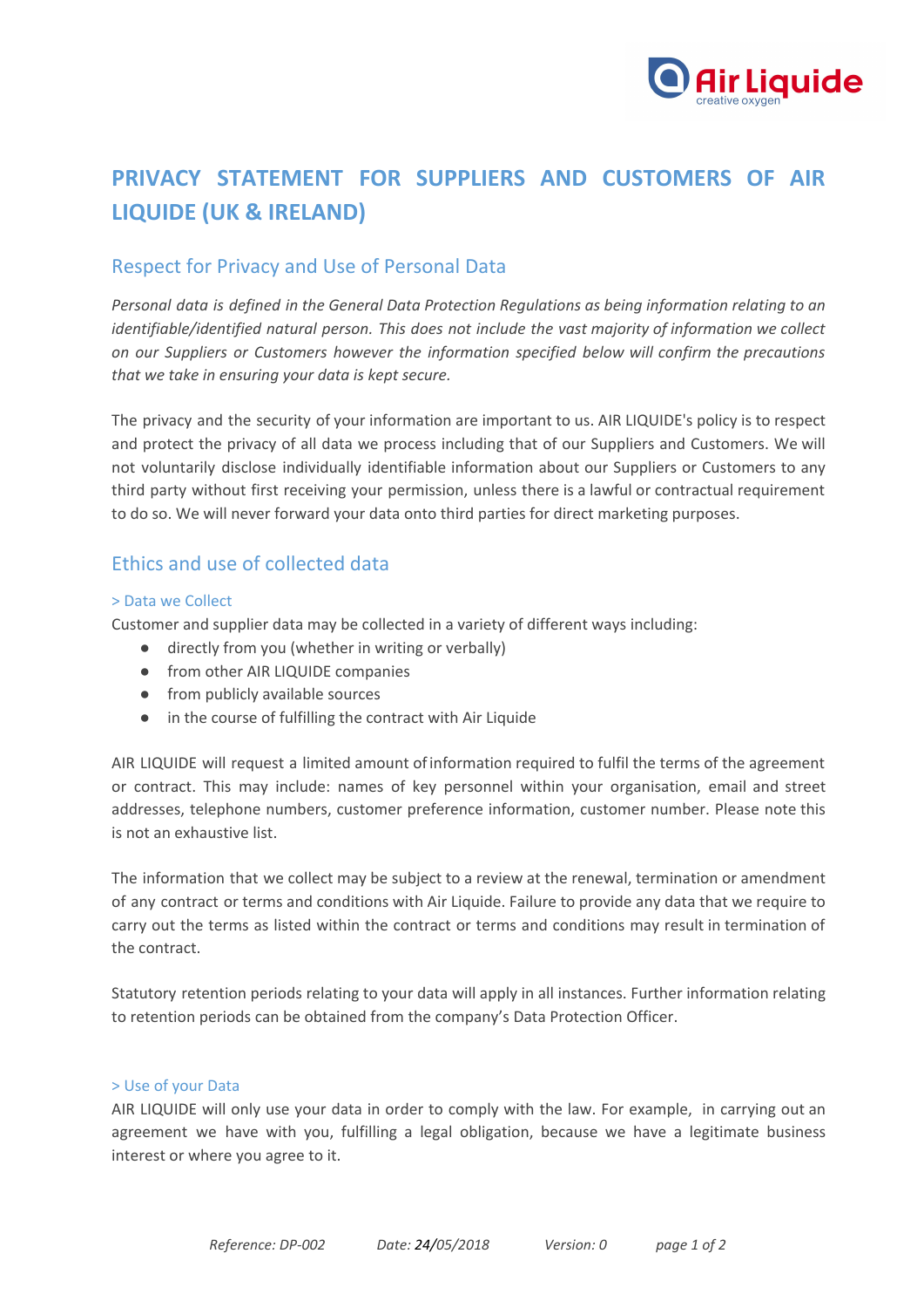# PRIVACY STATEMENT FOR SUPPLIERS AND CUSTOMERS OF AIR LIQUIDE (UK & IRELAND)

## Respect for Privacy and Use of Personal Data

*Personal data is defined in the General Data Protection Regulations as being information relating to an identifiable/identified natural person. This does not include the vast majority of information we collect on our Suppliers or Customers however the information specified below will confirm the precautions that we take in ensuring your data is kept secure.*

The privacy and the security of your information are important to us. AIR LIQUIDE's policy is to respect and protect the privacy of all data we process including that of our Suppliers and Customers. We will not voluntarily disclose individually identifiable information about our Suppliers or Customers to any third party without first receiving your permission, unless there is a lawful or contractual requirement to do so. We will never forward your data onto third parties for direct marketing purposes.

## Ethics and use of collected data

### > Data we Collect

Customer and supplier data may be collected in a variety of different ways including:

- directly from you (whether in writing or verbally)
- from other AIR LIQUIDE companies
- from publicly available sources
- in the course of fulfilling the contract with Air Liquide

AIR LIQUIDE will request a limited amount of information required to fulfil the terms of the agreement or contract. This may include: names of key personnel within your organisation, email and street addresses, telephone numbers, customer preference information, customer number. Please note this is not an exhaustive list.

The information that we collect may be subject to a review at the renewal, termination or amendment of any contract or terms and conditions with Air Liquide. Failure to provide any data that we require to carry out the terms as listed within the contract or terms and conditions may result in termination of the contract.

Statutory retention periods relating to your data will apply in all instances. Further information relating to retention periods can be obtained from the company's Data Protection Officer.

### > Use of your Data

AIR LIQUIDE will only use your data in order to comply with the law. For example, in carrying out an agreement we have with you, fulfilling a legal obligation, because we have a legitimate business interest or where you agree to it.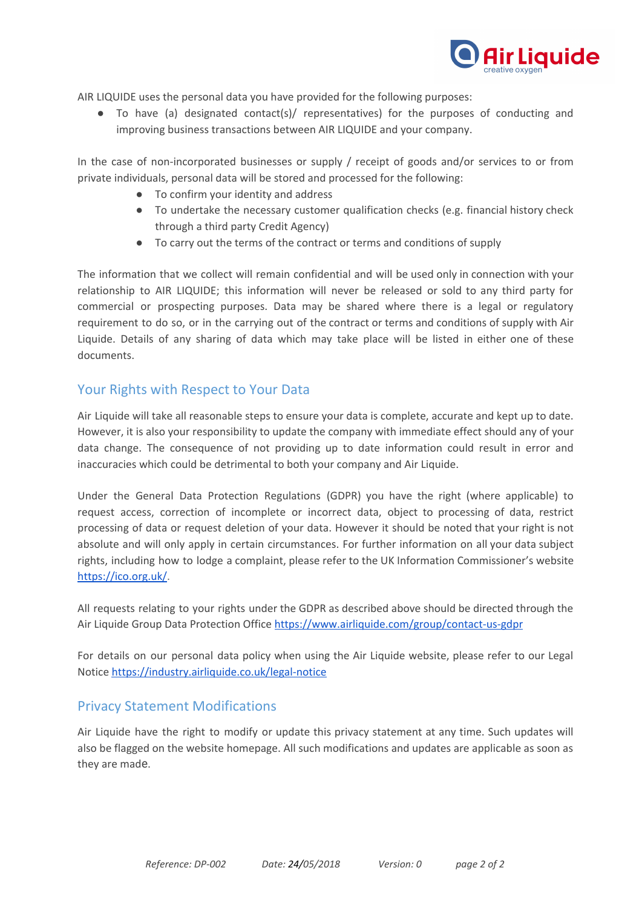AIR LIQUIDE uses the personal data you have provided for the following purposes:

- To have (a) designated contact(s)/ representatives) for the purposes of conducting and improving business transactions between AIR LIQUIDE and your company.

In the case of non-incorporated businesses or supply / receipt of goods and/or services to or from private individuals, personal data will be stored and processed for the following:

- To confirm your identity and address
- To undertake the necessary customer qualification checks (e.g. financial history check through a third party Credit Agency)
- To carry out the terms of the contract or terms and conditions of supply

The information that we collect will remain confidential and will be used only in connection with your relationship to AIR LIQUIDE; this information will never be released or sold to any third party for commercial or prospecting purposes. Data may be shared where there is a legal or regulatory requirement to do so, or in the carrying out of the contract or terms and conditions of supply with Air Liquide. Details of any sharing of data which may take place will be listed in either one of these documents.

## Your Rights with Respect to Your Data

Air Liquide will take all reasonable steps to ensure your data is complete, accurate and kept up to date. However, it is also your responsibility to update the company with immediate effect should any of your data change. The consequence of not providing up to date information could result in error and inaccuracies which could be detrimental to both your company and Air Liquide.

Under the General Data Protection Regulations (GDPR) you have the right (where applicable) to request access, correction of incomplete or incorrect data, object to processing of data, restrict processing of data or request deletion of your data. However it should be noted that your right is not absolute and will only apply in certain circumstances. For further information on all your data subject rights, including how to lodge a complaint, please refer to the UK Information Commissioner's website [https://ico.org.uk/](https://ico.org.uk/).

All requests relating to your rights under the GDPR as described above should be directed through the Air Liquide Group Data Protection Office [https://www.airliquide.com/group/contact-us-gdpr](https://www.airliquide.com/group/contact-us-gdpr)

For details on our personal data policy when using the Air Liquide website, please refer to our Legal Notice [https://industry.airliquide.co.uk/legal-notice](https://industry.airliquide.co.uk/legal-notice)

## Privacy Statement Modifications

Air Liquide have the right to modify or update this privacy statement at any time. Such updates will also be flagged on the website homepage. All such modifications and updates are applicable as soon as they are made.